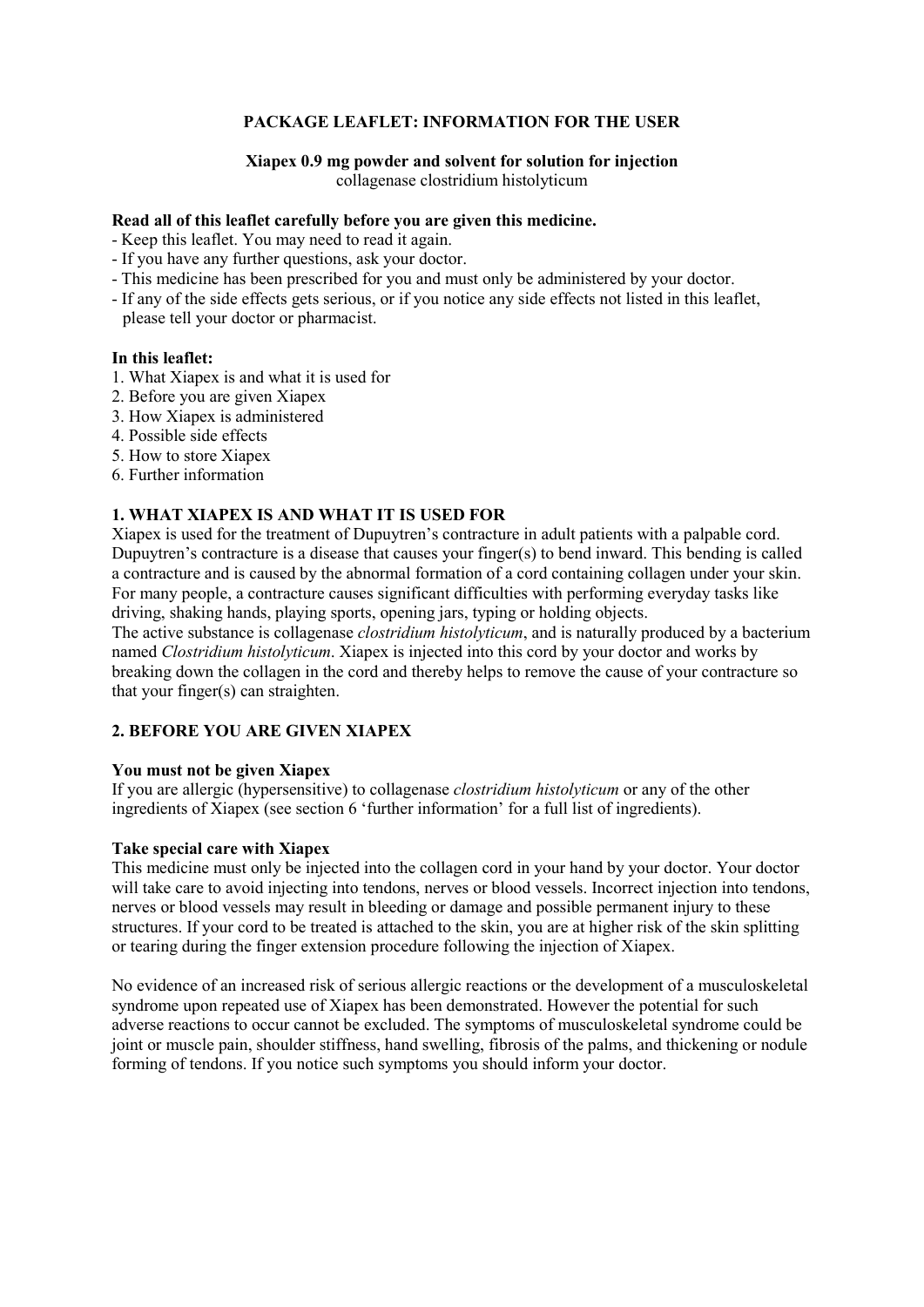# PACKAGE LEAFLET: INFORMATION FOR THE USER

**Xiapex 0.9 mg powder and solvent for solution for injection**
collagenase clostridium histolyticum

**Read all of this leaflet carefully before you are given this medicine.**

- Keep this leaflet. You may need to read it again.
- If you have any further questions, ask your doctor.
- This medicine has been prescribed for you and must only be administered by your doctor.
- If any of the side effects gets serious, or if you notice any side effects not listed in this leaflet, please tell your doctor or pharmacist.

**In this leaflet:**

1. What Xiapex is and what it is used for
2. Before you are given Xiapex
3. How Xiapex is administered
4. Possible side effects
5. How to store Xiapex
6. Further information

## 1. WHAT XIAPEX IS AND WHAT IT IS USED FOR

Xiapex is used for the treatment of Dupuytren's contracture in adult patients with a palpable cord. Dupuytren's contracture is a disease that causes your finger(s) to bend inward. This bending is called a contracture and is caused by the abnormal formation of a cord containing collagen under your skin. For many people, a contracture causes significant difficulties with performing everyday tasks like driving, shaking hands, playing sports, opening jars, typing or holding objects.
The active substance is collagenase *clostridium histolyticum*, and is naturally produced by a bacterium named *Clostridium histolyticum*. Xiapex is injected into this cord by your doctor and works by breaking down the collagen in the cord and thereby helps to remove the cause of your contracture so that your finger(s) can straighten.

## 2. BEFORE YOU ARE GIVEN XIAPEX

**You must not be given Xiapex**

If you are allergic (hypersensitive) to collagenase *clostridium histolyticum* or any of the other ingredients of Xiapex (see section 6 'further information' for a full list of ingredients).

**Take special care with Xiapex**

This medicine must only be injected into the collagen cord in your hand by your doctor. Your doctor will take care to avoid injecting into tendons, nerves or blood vessels. Incorrect injection into tendons, nerves or blood vessels may result in bleeding or damage and possible permanent injury to these structures. If your cord to be treated is attached to the skin, you are at higher risk of the skin splitting or tearing during the finger extension procedure following the injection of Xiapex.

No evidence of an increased risk of serious allergic reactions or the development of a musculoskeletal syndrome upon repeated use of Xiapex has been demonstrated. However the potential for such adverse reactions to occur cannot be excluded. The symptoms of musculoskeletal syndrome could be joint or muscle pain, shoulder stiffness, hand swelling, fibrosis of the palms, and thickening or nodule forming of tendons. If you notice such symptoms you should inform your doctor.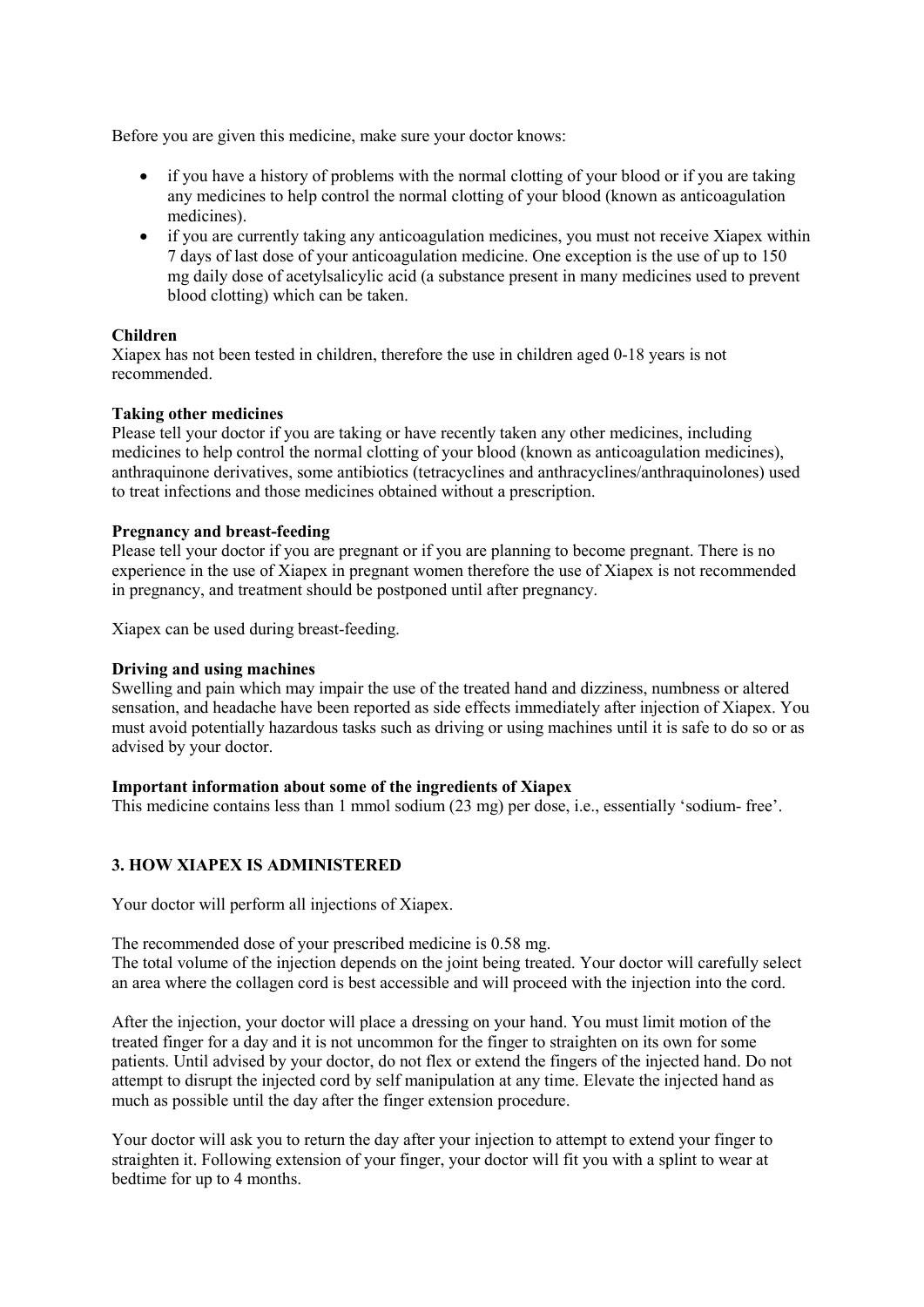Before you are given this medicine, make sure your doctor knows:

- if you have a history of problems with the normal clotting of your blood or if you are taking any medicines to help control the normal clotting of your blood (known as anticoagulation medicines).
- if you are currently taking any anticoagulation medicines, you must not receive Xiapex within 7 days of last dose of your anticoagulation medicine. One exception is the use of up to 150 mg daily dose of acetylsalicylic acid (a substance present in many medicines used to prevent blood clotting) which can be taken.

**Children**
Xiapex has not been tested in children, therefore the use in children aged 0-18 years is not recommended.

**Taking other medicines**
Please tell your doctor if you are taking or have recently taken any other medicines, including medicines to help control the normal clotting of your blood (known as anticoagulation medicines), anthraquinone derivatives, some antibiotics (tetracyclines and anthracyclines/anthraquinolones) used to treat infections and those medicines obtained without a prescription.

**Pregnancy and breast-feeding**
Please tell your doctor if you are pregnant or if you are planning to become pregnant. There is no experience in the use of Xiapex in pregnant women therefore the use of Xiapex is not recommended in pregnancy, and treatment should be postponed until after pregnancy.

Xiapex can be used during breast-feeding.

**Driving and using machines**
Swelling and pain which may impair the use of the treated hand and dizziness, numbness or altered sensation, and headache have been reported as side effects immediately after injection of Xiapex. You must avoid potentially hazardous tasks such as driving or using machines until it is safe to do so or as advised by your doctor.

**Important information about some of the ingredients of Xiapex**
This medicine contains less than 1 mmol sodium (23 mg) per dose, i.e., essentially 'sodium- free'.

## 3. HOW XIAPEX IS ADMINISTERED

Your doctor will perform all injections of Xiapex.

The recommended dose of your prescribed medicine is 0.58 mg.
The total volume of the injection depends on the joint being treated. Your doctor will carefully select an area where the collagen cord is best accessible and will proceed with the injection into the cord.

After the injection, your doctor will place a dressing on your hand. You must limit motion of the treated finger for a day and it is not uncommon for the finger to straighten on its own for some patients. Until advised by your doctor, do not flex or extend the fingers of the injected hand. Do not attempt to disrupt the injected cord by self manipulation at any time. Elevate the injected hand as much as possible until the day after the finger extension procedure.

Your doctor will ask you to return the day after your injection to attempt to extend your finger to straighten it. Following extension of your finger, your doctor will fit you with a splint to wear at bedtime for up to 4 months.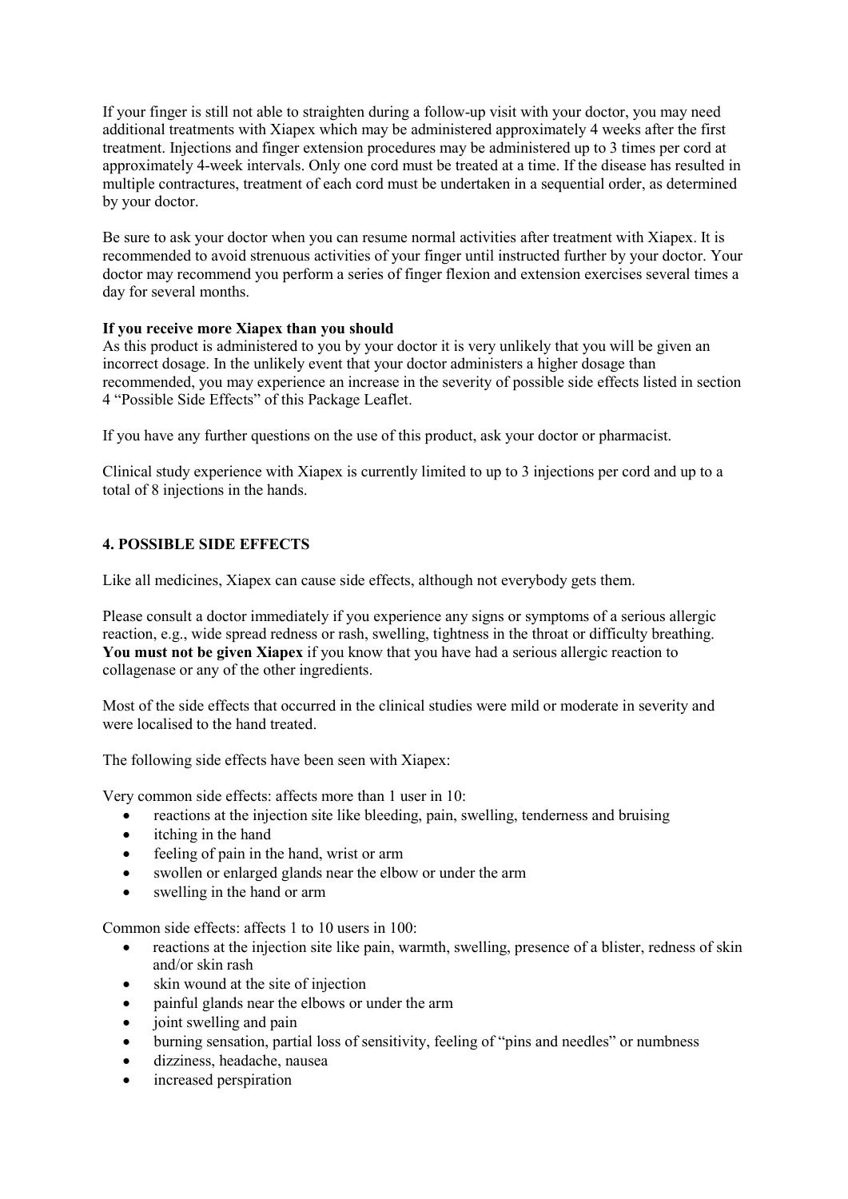If your finger is still not able to straighten during a follow-up visit with your doctor, you may need additional treatments with Xiapex which may be administered approximately 4 weeks after the first treatment. Injections and finger extension procedures may be administered up to 3 times per cord at approximately 4-week intervals. Only one cord must be treated at a time. If the disease has resulted in multiple contractures, treatment of each cord must be undertaken in a sequential order, as determined by your doctor.

Be sure to ask your doctor when you can resume normal activities after treatment with Xiapex. It is recommended to avoid strenuous activities of your finger until instructed further by your doctor. Your doctor may recommend you perform a series of finger flexion and extension exercises several times a day for several months.

**If you receive more Xiapex than you should**

As this product is administered to you by your doctor it is very unlikely that you will be given an incorrect dosage. In the unlikely event that your doctor administers a higher dosage than recommended, you may experience an increase in the severity of possible side effects listed in section 4 "Possible Side Effects" of this Package Leaflet.

If you have any further questions on the use of this product, ask your doctor or pharmacist.

Clinical study experience with Xiapex is currently limited to up to 3 injections per cord and up to a total of 8 injections in the hands.

## 4. POSSIBLE SIDE EFFECTS

Like all medicines, Xiapex can cause side effects, although not everybody gets them.

Please consult a doctor immediately if you experience any signs or symptoms of a serious allergic reaction, e.g., wide spread redness or rash, swelling, tightness in the throat or difficulty breathing. **You must not be given Xiapex** if you know that you have had a serious allergic reaction to collagenase or any of the other ingredients.

Most of the side effects that occurred in the clinical studies were mild or moderate in severity and were localised to the hand treated.

The following side effects have been seen with Xiapex:

Very common side effects: affects more than 1 user in 10:

- reactions at the injection site like bleeding, pain, swelling, tenderness and bruising
- itching in the hand
- feeling of pain in the hand, wrist or arm
- swollen or enlarged glands near the elbow or under the arm
- swelling in the hand or arm

Common side effects: affects 1 to 10 users in 100:

- reactions at the injection site like pain, warmth, swelling, presence of a blister, redness of skin and/or skin rash
- skin wound at the site of injection
- painful glands near the elbows or under the arm
- joint swelling and pain
- burning sensation, partial loss of sensitivity, feeling of "pins and needles" or numbness
- dizziness, headache, nausea
- increased perspiration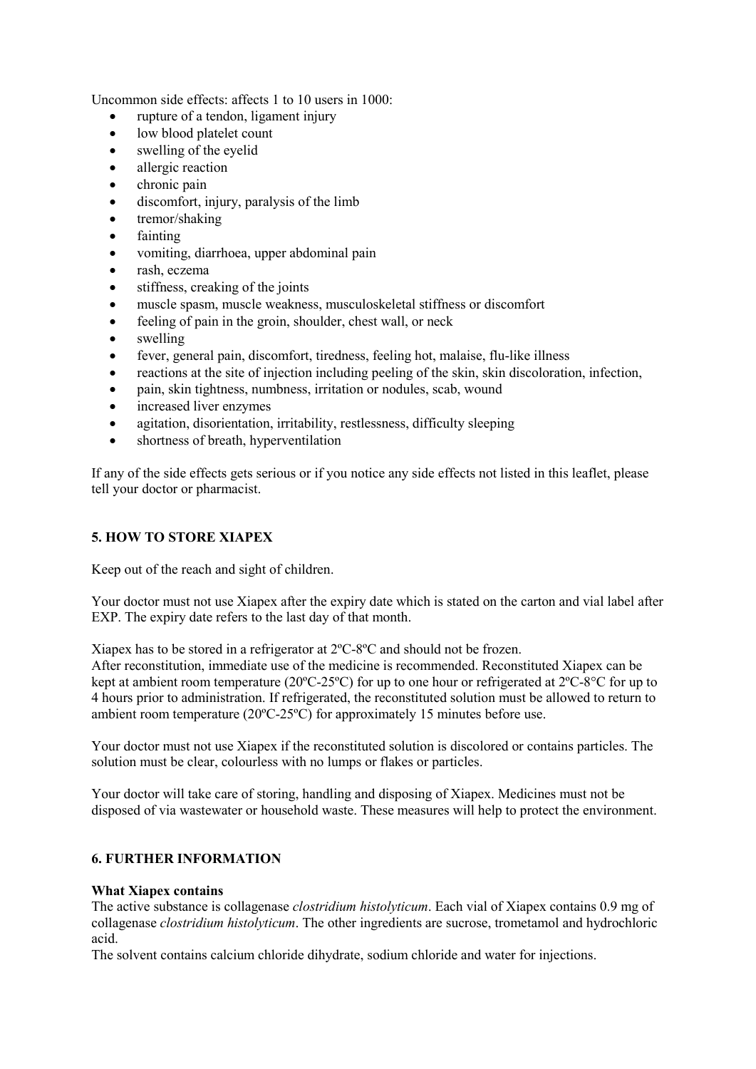Uncommon side effects: affects 1 to 10 users in 1000:

- rupture of a tendon, ligament injury
- low blood platelet count
- swelling of the eyelid
- allergic reaction
- chronic pain
- discomfort, injury, paralysis of the limb
- tremor/shaking
- fainting
- vomiting, diarrhoea, upper abdominal pain
- rash, eczema
- stiffness, creaking of the joints
- muscle spasm, muscle weakness, musculoskeletal stiffness or discomfort
- feeling of pain in the groin, shoulder, chest wall, or neck
- swelling
- fever, general pain, discomfort, tiredness, feeling hot, malaise, flu-like illness
- reactions at the site of injection including peeling of the skin, skin discoloration, infection,
- pain, skin tightness, numbness, irritation or nodules, scab, wound
- increased liver enzymes
- agitation, disorientation, irritability, restlessness, difficulty sleeping
- shortness of breath, hyperventilation

If any of the side effects gets serious or if you notice any side effects not listed in this leaflet, please tell your doctor or pharmacist.

## 5. HOW TO STORE XIAPEX

Keep out of the reach and sight of children.

Your doctor must not use Xiapex after the expiry date which is stated on the carton and vial label after EXP. The expiry date refers to the last day of that month.

Xiapex has to be stored in a refrigerator at 2ºC-8ºC and should not be frozen.
After reconstitution, immediate use of the medicine is recommended. Reconstituted Xiapex can be kept at ambient room temperature (20ºC-25ºC) for up to one hour or refrigerated at 2ºC-8°C for up to 4 hours prior to administration. If refrigerated, the reconstituted solution must be allowed to return to ambient room temperature (20ºC-25ºC) for approximately 15 minutes before use.

Your doctor must not use Xiapex if the reconstituted solution is discolored or contains particles. The solution must be clear, colourless with no lumps or flakes or particles.

Your doctor will take care of storing, handling and disposing of Xiapex. Medicines must not be disposed of via wastewater or household waste. These measures will help to protect the environment.

## 6. FURTHER INFORMATION

**What Xiapex contains**

The active substance is collagenase *clostridium histolyticum*. Each vial of Xiapex contains 0.9 mg of collagenase *clostridium histolyticum*. The other ingredients are sucrose, trometamol and hydrochloric acid.
The solvent contains calcium chloride dihydrate, sodium chloride and water for injections.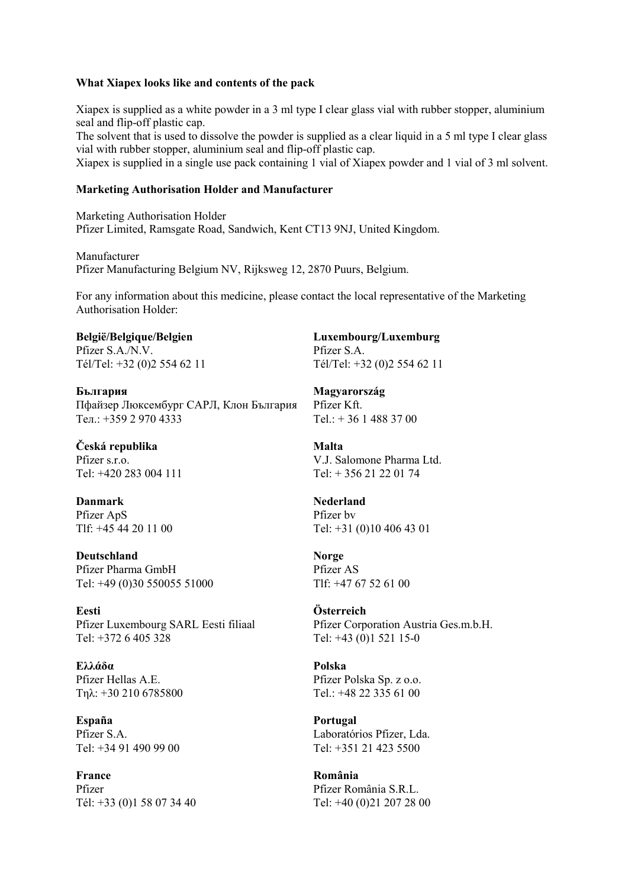**What Xiapex looks like and contents of the pack**

Xiapex is supplied as a white powder in a 3 ml type I clear glass vial with rubber stopper, aluminium seal and flip-off plastic cap.
The solvent that is used to dissolve the powder is supplied as a clear liquid in a 5 ml type I clear glass vial with rubber stopper, aluminium seal and flip-off plastic cap.
Xiapex is supplied in a single use pack containing 1 vial of Xiapex powder and 1 vial of 3 ml solvent.

**Marketing Authorisation Holder and Manufacturer**

Marketing Authorisation Holder
Pfizer Limited, Ramsgate Road, Sandwich, Kent CT13 9NJ, United Kingdom.

Manufacturer
Pfizer Manufacturing Belgium NV, Rijksweg 12, 2870 Puurs, Belgium.

For any information about this medicine, please contact the local representative of the Marketing Authorisation Holder:

**België/Belgique/Belgien**
Pfizer S.A./N.V.
Tél/Tel: +32 (0)2 554 62 11

**България**
Пфайзер Люксембург САРЛ, Клон България
Тел.: +359 2 970 4333

**Česká republika**
Pfizer s.r.o.
Tel: +420 283 004 111

**Danmark**
Pfizer ApS
Tlf: +45 44 20 11 00

**Deutschland**
Pfizer Pharma GmbH
Tel: +49 (0)30 550055 51000

**Eesti**
Pfizer Luxembourg SARL Eesti filiaal
Tel: +372 6 405 328

**Ελλάδα**
Pfizer Hellas A.E.
Τηλ: +30 210 6785800

**España**
Pfizer S.A.
Tel: +34 91 490 99 00

**France**
Pfizer
Tél: +33 (0)1 58 07 34 40

**Luxembourg/Luxemburg**
Pfizer S.A.
Tél/Tel: +32 (0)2 554 62 11

**Magyarország**
Pfizer Kft.
Tel.: + 36 1 488 37 00

**Malta**
V.J. Salomone Pharma Ltd.
Tel: + 356 21 22 01 74

**Nederland**
Pfizer bv
Tel: +31 (0)10 406 43 01

**Norge**
Pfizer AS
Tlf: +47 67 52 61 00

**Österreich**
Pfizer Corporation Austria Ges.m.b.H.
Tel: +43 (0)1 521 15-0

**Polska**
Pfizer Polska Sp. z o.o.
Tel.: +48 22 335 61 00

**Portugal**
Laboratórios Pfizer, Lda.
Tel: +351 21 423 5500

**România**
Pfizer România S.R.L.
Tel: +40 (0)21 207 28 00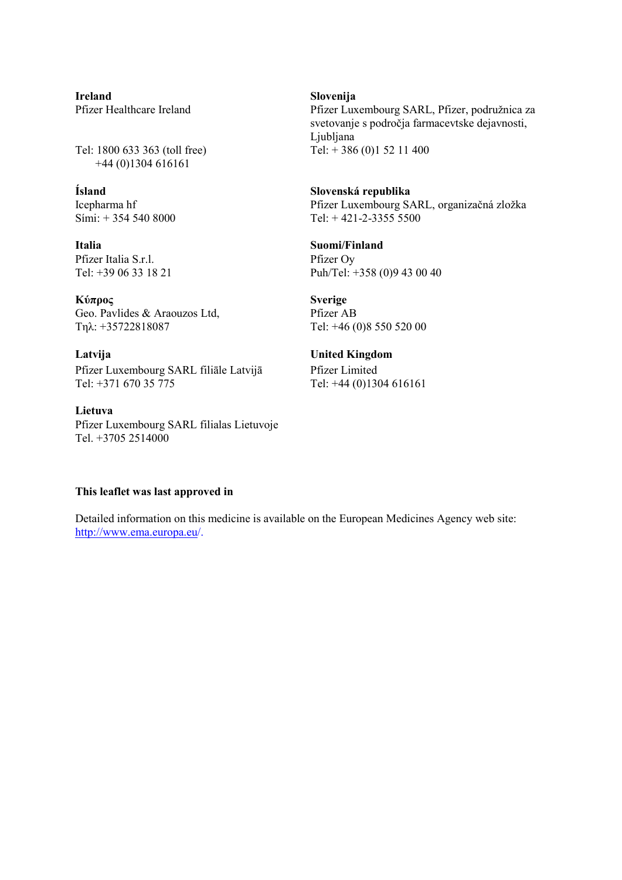**Ireland**
Pfizer Healthcare Ireland

Tel: 1800 633 363 (toll free)
+44 (0)1304 616161

**Ísland**
Icepharma hf
Sími: + 354 540 8000

**Italia**
Pfizer Italia S.r.l.
Tel: +39 06 33 18 21

**Κύπρος**
Geo. Pavlides & Araouzos Ltd,
Τηλ: +35722818087

**Latvija**
Pfizer Luxembourg SARL filiāle Latvijā
Tel: +371 670 35 775

**Lietuva**
Pfizer Luxembourg SARL filialas Lietuvoje
Tel. +3705 2514000

**Slovenija**
Pfizer Luxembourg SARL, Pfizer, podružnica za svetovanje s področja farmacevtske dejavnosti, Ljubljana
Tel: + 386 (0)1 52 11 400

**Slovenská republika**
Pfizer Luxembourg SARL, organizačná zložka
Tel: + 421-2-3355 5500

**Suomi/Finland**
Pfizer Oy
Puh/Tel: +358 (0)9 43 00 40

**Sverige**
Pfizer AB
Tel: +46 (0)8 550 520 00

**United Kingdom**
Pfizer Limited
Tel: +44 (0)1304 616161

**This leaflet was last approved in**

Detailed information on this medicine is available on the European Medicines Agency web site: http://www.ema.europa.eu/.